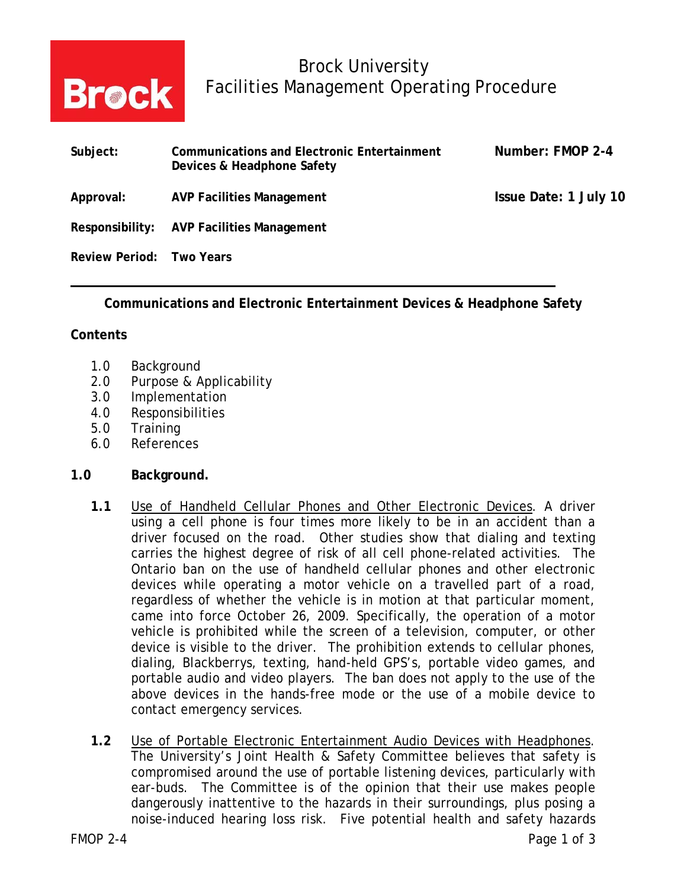Brock University
Facilities Management Operating Procedure

| | | |
|---|---|---|
| **Subject:** | **Communications and Electronic Entertainment Devices & Headphone Safety** | **Number: FMOP 2-4** |
| **Approval:** | **AVP Facilities Management** | **Issue Date: 1 July 10** |
| **Responsibility:** | **AVP Facilities Management** | |
| **Review Period:** | **Two Years** | |

---

**Communications and Electronic Entertainment Devices & Headphone Safety**

**Contents**

1.0 Background
2.0 Purpose & Applicability
3.0 Implementation
4.0 Responsibilities
5.0 Training
6.0 References

## 1.0 Background.

**1.1** Use of Handheld Cellular Phones and Other Electronic Devices. A driver using a cell phone is four times more likely to be in an accident than a driver focused on the road. Other studies show that dialing and texting carries the highest degree of risk of all cell phone-related activities. The Ontario ban on the use of handheld cellular phones and other electronic devices while operating a motor vehicle on a travelled part of a road, regardless of whether the vehicle is in motion at that particular moment, came into force October 26, 2009. Specifically, the operation of a motor vehicle is prohibited while the screen of a television, computer, or other device is visible to the driver. The prohibition extends to cellular phones, dialing, Blackberrys, texting, hand-held GPS's, portable video games, and portable audio and video players. The ban does not apply to the use of the above devices in the hands-free mode or the use of a mobile device to contact emergency services.

**1.2** Use of Portable Electronic Entertainment Audio Devices with Headphones. The University's Joint Health & Safety Committee believes that safety is compromised around the use of portable listening devices, particularly with ear-buds. The Committee is of the opinion that their use makes people dangerously inattentive to the hazards in their surroundings, plus posing a noise-induced hearing loss risk. Five potential health and safety hazards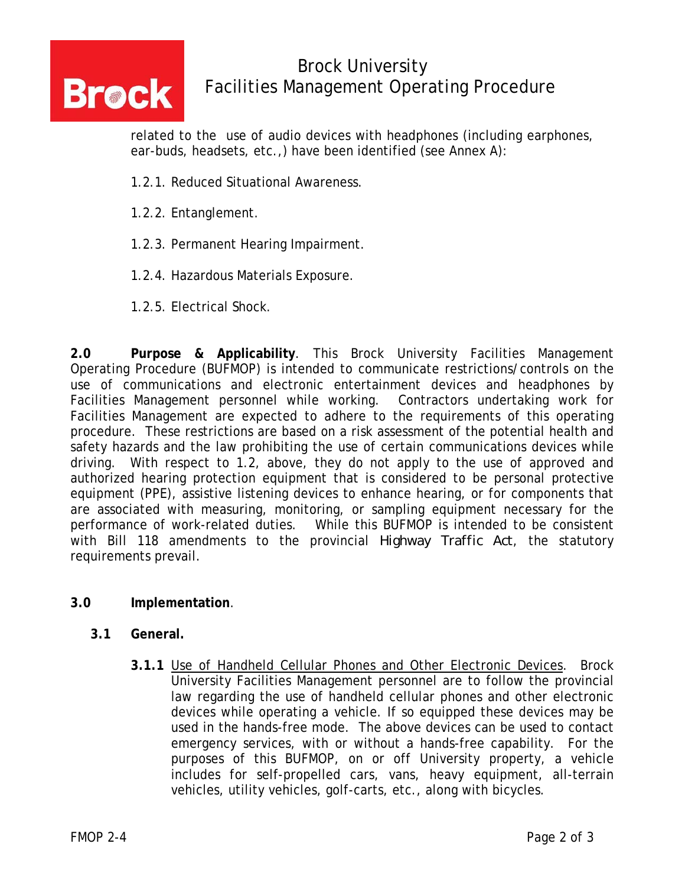related to the use of audio devices with headphones (including earphones, ear-buds, headsets, etc.,) have been identified (see Annex A):

1.2.1. Reduced Situational Awareness.

1.2.2. Entanglement.

1.2.3. Permanent Hearing Impairment.

1.2.4. Hazardous Materials Exposure.

1.2.5. Electrical Shock.

**2.0 Purpose & Applicability**. This Brock University Facilities Management Operating Procedure (BUFMOP) is intended to communicate restrictions/controls on the use of communications and electronic entertainment devices and headphones by Facilities Management personnel while working. Contractors undertaking work for Facilities Management are expected to adhere to the requirements of this operating procedure. These restrictions are based on a risk assessment of the potential health and safety hazards and the law prohibiting the use of certain communications devices while driving. With respect to 1.2, above, they do not apply to the use of approved and authorized hearing protection equipment that is considered to be personal protective equipment (PPE), assistive listening devices to enhance hearing, or for components that are associated with measuring, monitoring, or sampling equipment necessary for the performance of work-related duties. While this BUFMOP is intended to be consistent with Bill 118 amendments to the provincial *Highway Traffic Act*, the statutory requirements prevail.

**3.0 Implementation**.

**3.1 General.**

**3.1.1** Use of Handheld Cellular Phones and Other Electronic Devices. Brock University Facilities Management personnel are to follow the provincial law regarding the use of handheld cellular phones and other electronic devices while operating a vehicle. If so equipped these devices may be used in the hands-free mode. The above devices can be used to contact emergency services, with or without a hands-free capability. For the purposes of this BUFMOP, on or off University property, a vehicle includes for self-propelled cars, vans, heavy equipment, all-terrain vehicles, utility vehicles, golf-carts, etc., along with bicycles.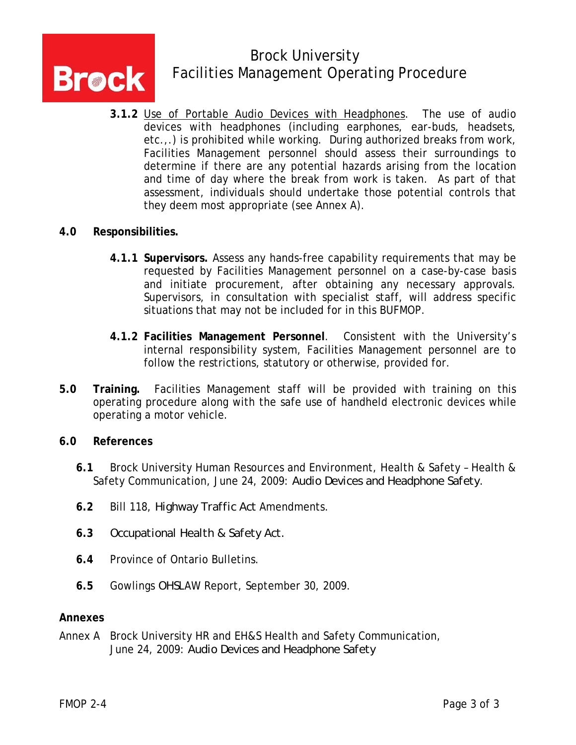**3.1.2** <u>Use of Portable Audio Devices with Headphones</u>. The use of audio devices with headphones (including earphones, ear-buds, headsets, etc.,.) is prohibited while working. During authorized breaks from work, Facilities Management personnel should assess their surroundings to determine if there are any potential hazards arising from the location and time of day where the break from work is taken. As part of that assessment, individuals should undertake those potential controls that they deem most appropriate (see Annex A).

## 4.0 Responsibilities.

**4.1.1 Supervisors.** Assess any hands-free capability requirements that may be requested by Facilities Management personnel on a case-by-case basis and initiate procurement, after obtaining any necessary approvals. Supervisors, in consultation with specialist staff, will address specific situations that may not be included for in this BUFMOP.

**4.1.2 Facilities Management Personnel**. Consistent with the University's internal responsibility system, Facilities Management personnel are to follow the restrictions, statutory or otherwise, provided for.

**5.0 Training.** Facilities Management staff will be provided with training on this operating procedure along with the safe use of handheld electronic devices while operating a motor vehicle.

## 6.0 References

**6.1** Brock University Human Resources and Environment, Health & Safety – Health & Safety Communication, June 24, 2009: Audio Devices and Headphone Safety.

**6.2** Bill 118, Highway Traffic Act Amendments.

**6.3** Occupational Health & Safety Act.

**6.4** Province of Ontario Bulletins.

**6.5** Gowlings OHSLAW Report, September 30, 2009.

## Annexes

Annex A Brock University HR and EH&S Health and Safety Communication, June 24, 2009: Audio Devices and Headphone Safety